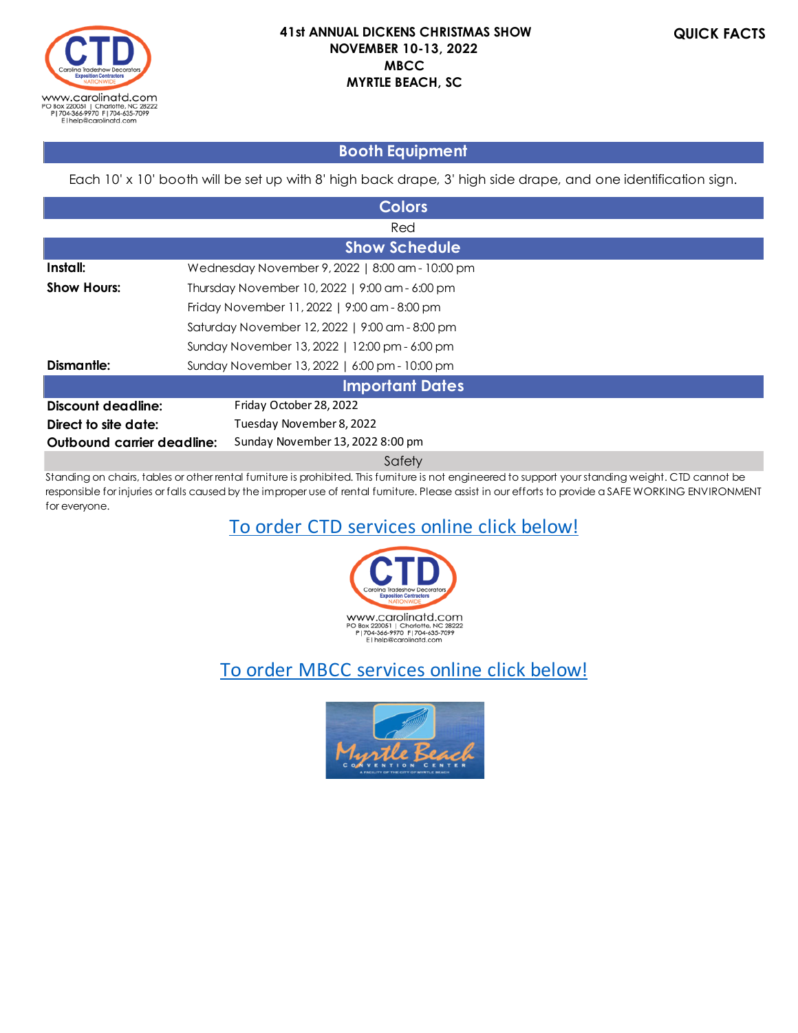www.carolinatd.com
PO Box 220051 | Charlotte, NC 28222
P | 704-366-9970 F | 704-635-7099
E | help@carolinatd.com

# 41st ANNUAL DICKENS CHRISTMAS SHOW
**NOVEMBER 10-13, 2022**
**MBCC**
**MYRTLE BEACH, SC**

**QUICK FACTS**

## Booth Equipment

Each 10' x 10' booth will be set up with 8' high back drape, 3' high side drape, and one identification sign.

## Colors

Red

## Show Schedule

| | |
|---|---|
| **Install:** | Wednesday November 9, 2022 \| 8:00 am - 10:00 pm |
| **Show Hours:** | Thursday November 10, 2022 \| 9:00 am - 6:00 pm |
| | Friday November 11, 2022 \| 9:00 am - 8:00 pm |
| | Saturday November 12, 2022 \| 9:00 am - 8:00 pm |
| | Sunday November 13, 2022 \| 12:00 pm - 6:00 pm |
| **Dismantle:** | Sunday November 13, 2022 \| 6:00 pm - 10:00 pm |

## Important Dates

| | |
|---|---|
| **Discount deadline:** | Friday October 28, 2022 |
| **Direct to site date:** | Tuesday November 8, 2022 |
| **Outbound carrier deadline:** | Sunday November 13, 2022 8:00 pm |

## Safety

Standing on chairs, tables or other rental furniture is prohibited. This furniture is not engineered to support your standing weight. CTD cannot be responsible for injuries or falls caused by the improper use of rental furniture. Please assist in our efforts to provide a SAFE WORKING ENVIRONMENT for everyone.

To order CTD services online click below!

www.carolinatd.com
PO Box 220051 | Charlotte, NC 28222
P | 704-366-9970 F | 704-635-7099
E | help@carolinatd.com

To order MBCC services online click below!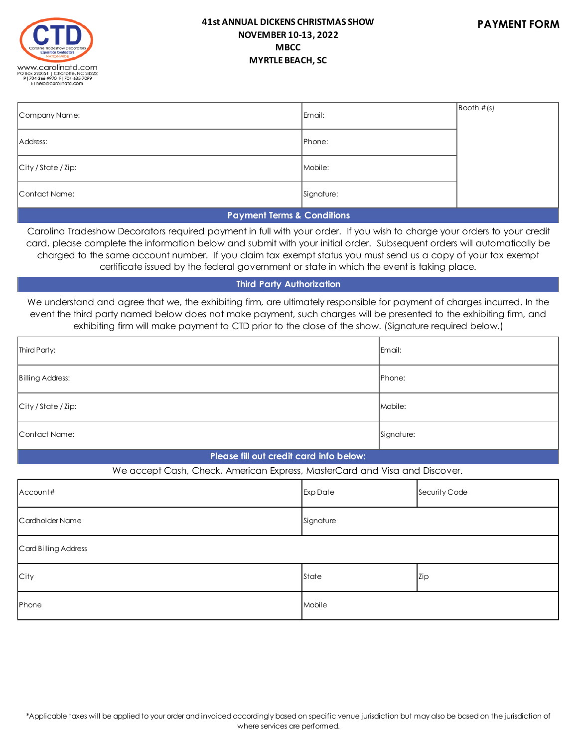CTD
Carolina Tradeshow Decorators
Exposition Contractors
NATIONWIDE

www.carolinatd.com
PO Box 220051 | Charlotte, NC 28222
P | 704-366-9970 F | 704-635-7099
E | help@carolinatd.com

**41st ANNUAL DICKENS CHRISTMAS SHOW**
**NOVEMBER 10-13, 2022**
**MBCC**
**MYRTLE BEACH, SC**

# PAYMENT FORM

| Company Name: | Email: | Booth # (s) |
|---|---|---|
| Address: | Phone: | |
| City / State / Zip: | Mobile: | |
| Contact Name: | Signature: | |

## Payment Terms & Conditions

Carolina Tradeshow Decorators required payment in full with your order. If you wish to charge your orders to your credit card, please complete the information below and submit with your initial order. Subsequent orders will automatically be charged to the same account number. If you claim tax exempt status you must send us a copy of your tax exempt certificate issued by the federal government or state in which the event is taking place.

## Third Party Authorization

We understand and agree that we, the exhibiting firm, are ultimately responsible for payment of charges incurred. In the event the third party named below does not make payment, such charges will be presented to the exhibiting firm, and exhibiting firm will make payment to CTD prior to the close of the show. (Signature required below.)

| Third Party: | Email: |
|---|---|
| Billing Address: | Phone: |
| City / State / Zip: | Mobile: |
| Contact Name: | Signature: |

## Please fill out credit card info below:

We accept Cash, Check, American Express, MasterCard and Visa and Discover.

| Account# | Exp Date | Security Code |
|---|---|---|
| Cardholder Name | Signature | |
| Card Billing Address | | |
| City | State | Zip |
| Phone | Mobile | |

*Applicable taxes will be applied to your order and invoiced accordingly based on specific venue jurisdiction but may also be based on the jurisdiction of where services are performed.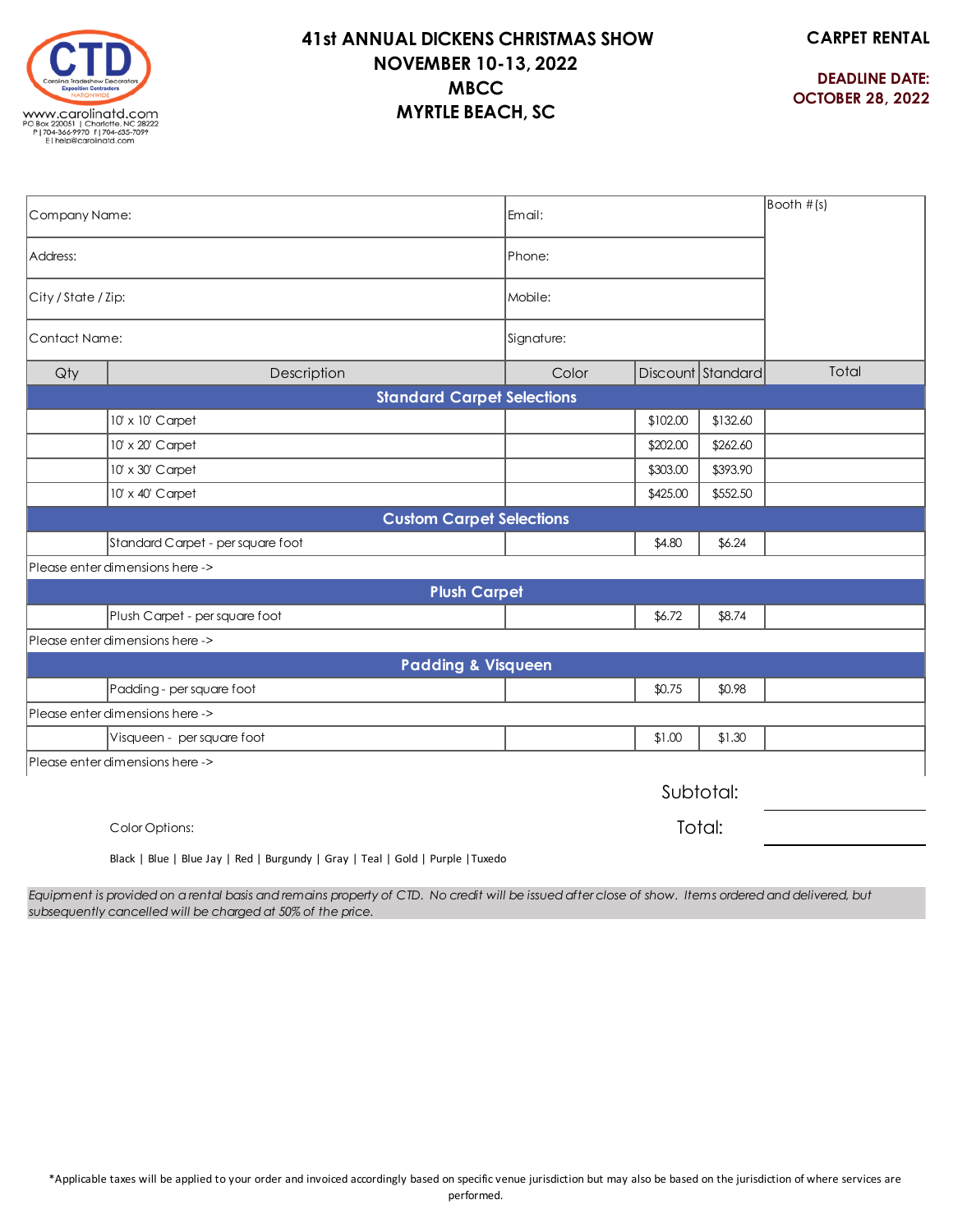CTD
Carolina Tradeshow Decorators
Exposition Contractors
NATIONWIDE
www.carolinatd.com
PO Box 220051 | Charlotte, NC 28222
P | 704-366-9970 F | 704-635-7099
E | help@carolinatd.com

# 41st ANNUAL DICKENS CHRISTMAS SHOW
## NOVEMBER 10-13, 2022
## MBCC
## MYRTLE BEACH, SC

**CARPET RENTAL**

**DEADLINE DATE: OCTOBER 28, 2022**

| | | |
|---|---|---|
| Company Name: | Email: | Booth #(s) |
| Address: | Phone: | |
| City / State / Zip: | Mobile: | |
| Contact Name: | Signature: | |

| Qty | Description | Color | Discount | Standard | Total |
|---|---|---|---|---|---|
| **Standard Carpet Selections** | | | | | |
| | 10' x 10' Carpet | | $102.00 | $132.60 | |
| | 10' x 20' Carpet | | $202.00 | $262.60 | |
| | 10' x 30' Carpet | | $303.00 | $393.90 | |
| | 10' x 40' Carpet | | $425.00 | $552.50 | |
| **Custom Carpet Selections** | | | | | |
| | Standard Carpet - per square foot | | $4.80 | $6.24 | |
| Please enter dimensions here -> | | | | | |
| **Plush Carpet** | | | | | |
| | Plush Carpet - per square foot | | $6.72 | $8.74 | |
| Please enter dimensions here -> | | | | | |
| **Padding & Visqueen** | | | | | |
| | Padding - per square foot | | $0.75 | $0.98 | |
| Please enter dimensions here -> | | | | | |
| | Visqueen - per square foot | | $1.00 | $1.30 | |
| Please enter dimensions here -> | | | | | |

Subtotal: \_\_\_\_\_\_\_\_\_\_

Total: \_\_\_\_\_\_\_\_\_\_

Color Options:

Black | Blue | Blue Jay | Red | Burgundy | Gray | Teal | Gold | Purple | Tuxedo

*Equipment is provided on a rental basis and remains property of CTD. No credit will be issued after close of show. Items ordered and delivered, but subsequently cancelled will be charged at 50% of the price.*

*Applicable taxes will be applied to your order and invoiced accordingly based on specific venue jurisdiction but may also be based on the jurisdiction of where services are performed.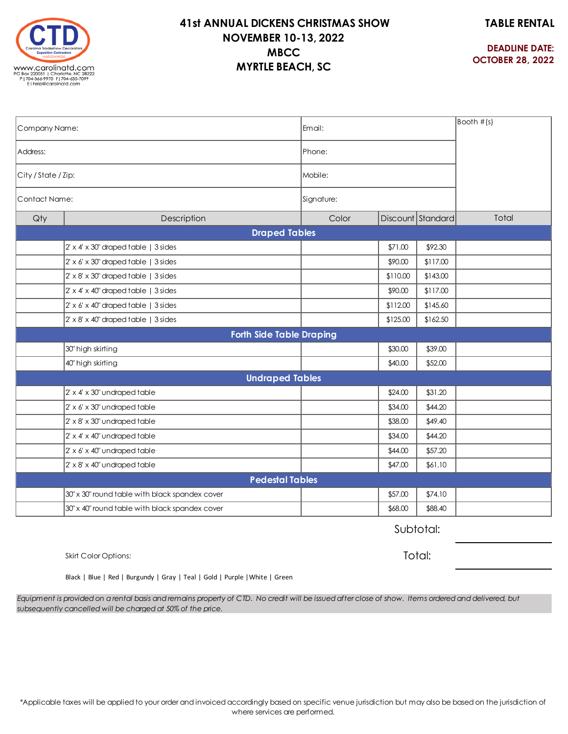CTD
Carolina Tradeshow Decorators
Exposition Contractors
NATIONWIDE

www.carolinatd.com
PO Box 220051 | Charlotte, NC 28222
P | 704-366-9970 F | 704-635-7099
E | help@carolinatd.com

# 41st ANNUAL DICKENS CHRISTMAS SHOW
## NOVEMBER 10-13, 2022
## MBCC
## MYRTLE BEACH, SC

**TABLE RENTAL**

**DEADLINE DATE: OCTOBER 28, 2022**

| Company Name: | Email: | Booth #(s) |
|---|---|---|
| Address: | Phone: | |
| City / State / Zip: | Mobile: | |
| Contact Name: | Signature: | |

| Qty | Description | Color | Discount | Standard | Total |
|---|---|---|---|---|---|
| | **Draped Tables** | | | | |
| | 2' x 4' x 30" draped table \| 3 sides | | $71.00 | $92.30 | |
| | 2' x 6' x 30" draped table \| 3 sides | | $90.00 | $117.00 | |
| | 2' x 8' x 30" draped table \| 3 sides | | $110.00 | $143.00 | |
| | 2' x 4' x 40" draped table \| 3 sides | | $90.00 | $117.00 | |
| | 2' x 6' x 40" draped table \| 3 sides | | $112.00 | $145.60 | |
| | 2' x 8' x 40" draped table \| 3 sides | | $125.00 | $162.50 | |
| | **Forth Side Table Draping** | | | | |
| | 30" high skirting | | $30.00 | $39.00 | |
| | 40" high skirting | | $40.00 | $52.00 | |
| | **Undraped Tables** | | | | |
| | 2' x 4' x 30" undraped table | | $24.00 | $31.20 | |
| | 2' x 6' x 30" undraped table | | $34.00 | $44.20 | |
| | 2' x 8' x 30" undraped table | | $38.00 | $49.40 | |
| | 2' x 4' x 40" undraped table | | $34.00 | $44.20 | |
| | 2' x 6' x 40" undraped table | | $44.00 | $57.20 | |
| | 2' x 8' x 40" undraped table | | $47.00 | $61.10 | |
| | **Pedestal Tables** | | | | |
| | 30" x 30" round table with black spandex cover | | $57.00 | $74.10 | |
| | 30" x 40" round table with black spandex cover | | $68.00 | $88.40 | |

Subtotal: ____________

Total: ____________

Skirt Color Options:

Black | Blue | Red | Burgundy | Gray | Teal | Gold | Purple | White | Green

*Equipment is provided on a rental basis and remains property of CTD. No credit will be issued after close of show. Items ordered and delivered, but subsequently cancelled will be charged at 50% of the price.*

*Applicable taxes will be applied to your order and invoiced accordingly based on specific venue jurisdiction but may also be based on the jurisdiction of where services are performed.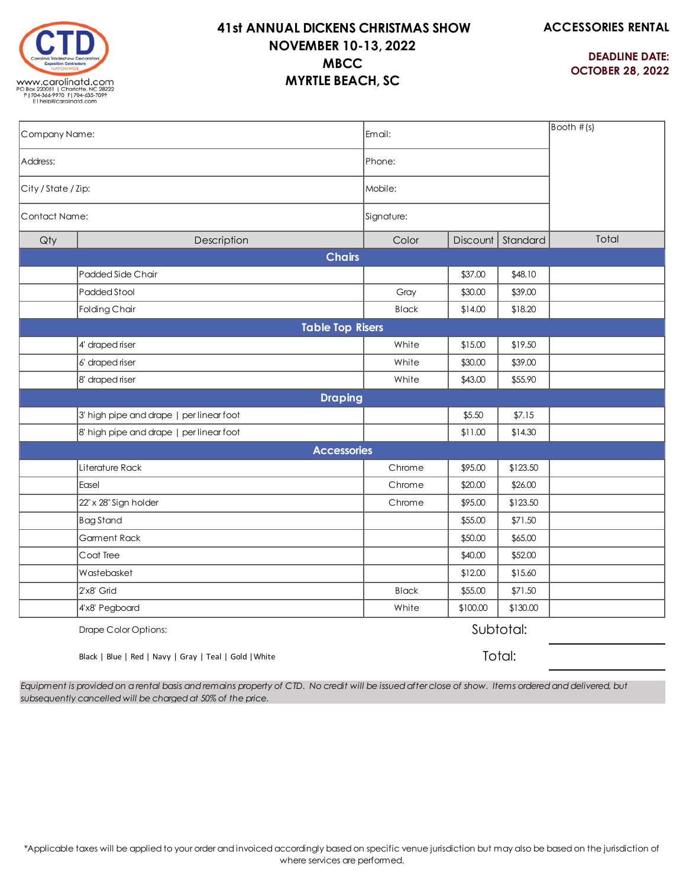CTD
Carolina Tradeshow Decorators
Exposition Contractors
NATIONWIDE

www.carolinatd.com
PO Box 220051 | Charlotte, NC 28222
P | 704-366-9970 F | 704-635-7099
E | help@carolinatd.com

# 41st ANNUAL DICKENS CHRISTMAS SHOW
## NOVEMBER 10-13, 2022
## MBCC
## MYRTLE BEACH, SC

**ACCESSORIES RENTAL**

**DEADLINE DATE: OCTOBER 28, 2022**

| Company Name: | Email: | Booth # (s) |
|---|---|---|
| Address: | Phone: | |
| City / State / Zip: | Mobile: | |
| Contact Name: | Signature: | |

| Qty | Description | Color | Discount | Standard | Total |
|---|---|---|---|---|---|
| | **Chairs** | | | | |
| | Padded Side Chair | | $37.00 | $48.10 | |
| | Padded Stool | Gray | $30.00 | $39.00 | |
| | Folding Chair | Black | $14.00 | $18.20 | |
| | **Table Top Risers** | | | | |
| | 4' draped riser | White | $15.00 | $19.50 | |
| | 6' draped riser | White | $30.00 | $39.00 | |
| | 8' draped riser | White | $43.00 | $55.90 | |
| | **Draping** | | | | |
| | 3' high pipe and drape \| per linear foot | | $5.50 | $7.15 | |
| | 8' high pipe and drape \| per linear foot | | $11.00 | $14.30 | |
| | **Accessories** | | | | |
| | Literature Rack | Chrome | $95.00 | $123.50 | |
| | Easel | Chrome | $20.00 | $26.00 | |
| | 22" x 28" Sign holder | Chrome | $95.00 | $123.50 | |
| | Bag Stand | | $55.00 | $71.50 | |
| | Garment Rack | | $50.00 | $65.00 | |
| | Coat Tree | | $40.00 | $52.00 | |
| | Wastebasket | | $12.00 | $15.60 | |
| | 2'x8' Grid | Black | $55.00 | $71.50 | |
| | 4'x8' Pegboard | White | $100.00 | $130.00 | |

Drape Color Options:

Black | Blue | Red | Navy | Gray | Teal | Gold | White

Subtotal: ____________

Total: ____________

*Equipment is provided on a rental basis and remains property of CTD. No credit will be issued after close of show. Items ordered and delivered, but subsequently cancelled will be charged at 50% of the price.*

*Applicable taxes will be applied to your order and invoiced accordingly based on specific venue jurisdiction but may also be based on the jurisdiction of where services are performed.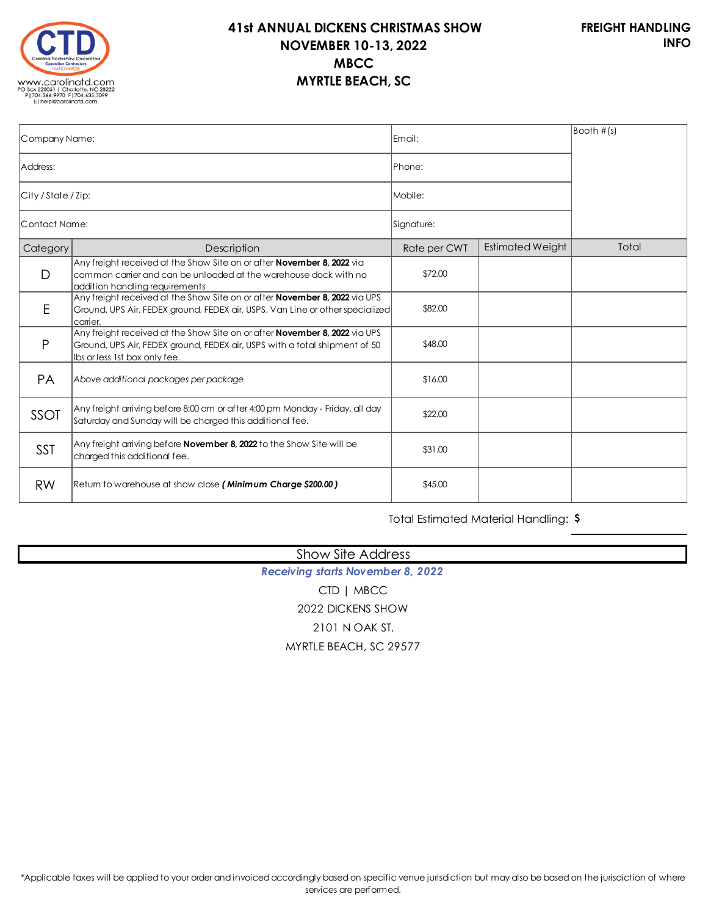CTD
Carolina Tradeshow Decorators
Exposition Contractors
NATIONWIDE
www.carolinatd.com
PO Box 220051 | Charlotte, NC 28222
P | 704-366-9970 F | 704-635-7099
E | help@carolinatd.com

# 41st ANNUAL DICKENS CHRISTMAS SHOW
## NOVEMBER 10-13, 2022
## MBCC
## MYRTLE BEACH, SC

**FREIGHT HANDLING INFO**

| Company Name: | Email: | Booth #(s) |
|---|---|---|
| Address: | Phone: | |
| City / State / Zip: | Mobile: | |
| Contact Name: | Signature: | |

| Category | Description | Rate per CWT | Estimated Weight | Total |
|---|---|---|---|---|
| D | Any freight received at the Show Site on or after **November 8, 2022** via common carrier and can be unloaded at the warehouse dock with no addition handling requirements | $72.00 | | |
| E | Any freight received at the Show Site on or after **November 8, 2022** via UPS Ground, UPS Air, FEDEX ground, FEDEX air, USPS, Van Line or other specialized carrier. | $82.00 | | |
| P | Any freight received at the Show Site on or after **November 8, 2022** via UPS Ground, UPS Air, FEDEX ground, FEDEX air, USPS with a total shipment of 50 lbs or less 1st box only fee. | $48.00 | | |
| PA | *Above additional packages per package* | $16.00 | | |
| SSOT | Any freight arriving before 8:00 am or after 4:00 pm Monday - Friday, all day Saturday and Sunday will be charged this additional fee. | $22.00 | | |
| SST | Any freight arriving before **November 8, 2022** to the Show Site will be charged this additional fee. | $31.00 | | |
| RW | Return to warehouse at show close ***( Minimum Charge $200.00 )*** | $45.00 | | |

Total Estimated Material Handling: **$** ____________

## Show Site Address

***Receiving starts November 8, 2022***

CTD | MBCC
2022 DICKENS SHOW
2101 N OAK ST.
MYRTLE BEACH, SC 29577

*Applicable taxes will be applied to your order and invoiced accordingly based on specific venue jurisdiction but may also be based on the jurisdiction of where services are performed.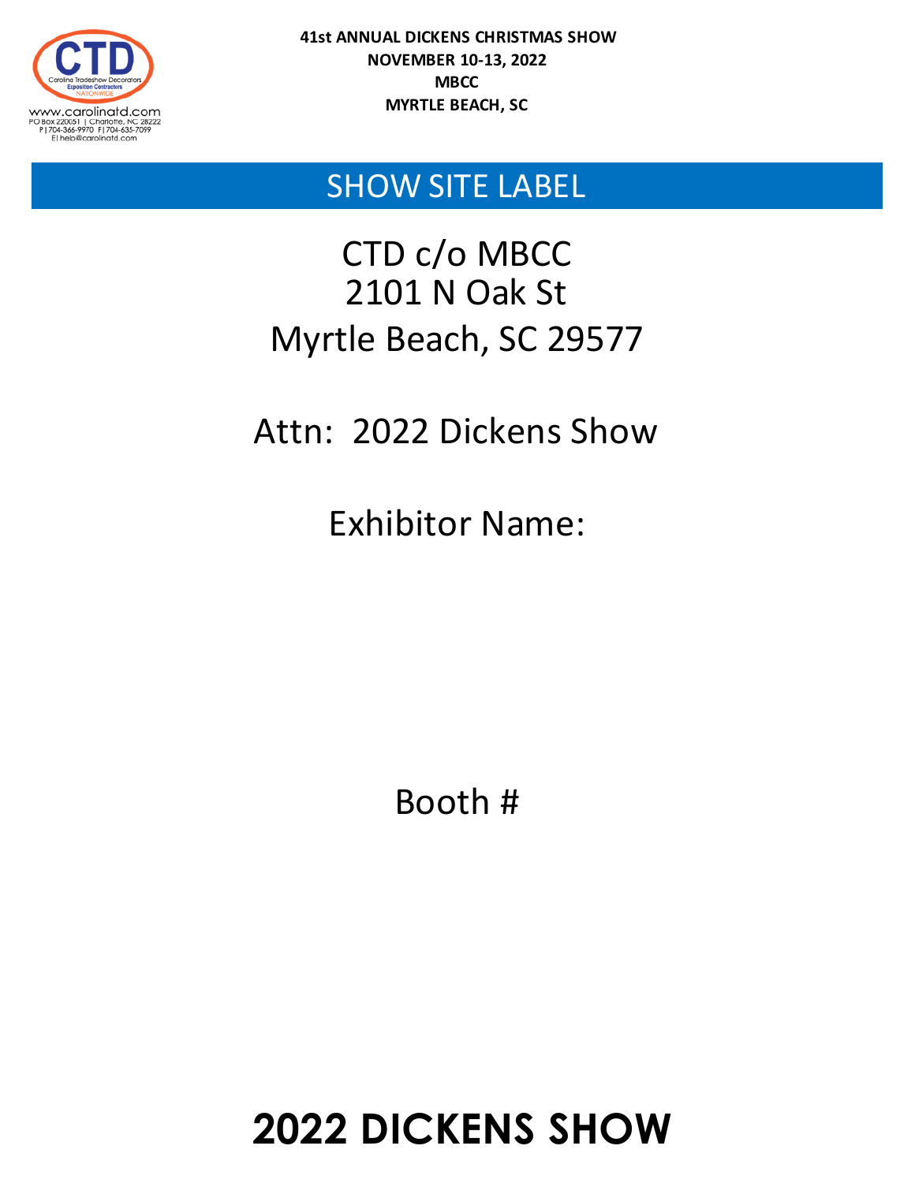CTD
Carolina Tradeshow Decorators
Exposition Contractors
NATIONWIDE
www.carolinatd.com
PO Box 220051 | Charlotte, NC 28222
P | 704-366-9970 F | 704-635-7099
E | help@carolinatd.com

**41st ANNUAL DICKENS CHRISTMAS SHOW**
**NOVEMBER 10-13, 2022**
**MBCC**
**MYRTLE BEACH, SC**

## SHOW SITE LABEL

CTD c/o MBCC
2101 N Oak St
Myrtle Beach, SC 29577

Attn: 2022 Dickens Show

Exhibitor Name:

Booth #

# 2022 DICKENS SHOW